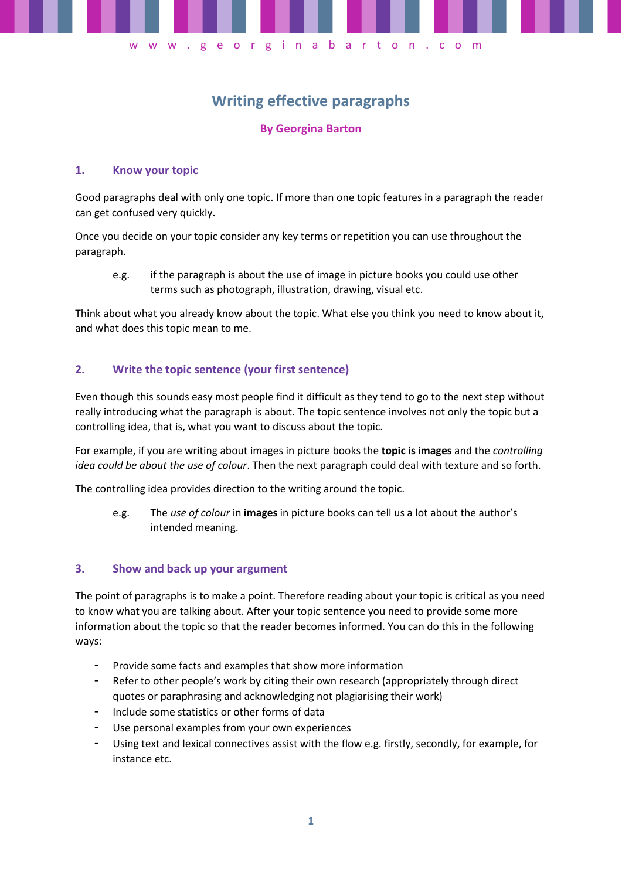# Writing effective paragraphs

**By Georgina Barton**

## 1. Know your topic

Good paragraphs deal with only one topic. If more than one topic features in a paragraph the reader can get confused very quickly.

Once you decide on your topic consider any key terms or repetition you can use throughout the paragraph.

> e.g. if the paragraph is about the use of image in picture books you could use other terms such as photograph, illustration, drawing, visual etc.

Think about what you already know about the topic. What else you think you need to know about it, and what does this topic mean to me.

## 2. Write the topic sentence (your first sentence)

Even though this sounds easy most people find it difficult as they tend to go to the next step without really introducing what the paragraph is about. The topic sentence involves not only the topic but a controlling idea, that is, what you want to discuss about the topic.

For example, if you are writing about images in picture books the **topic is images** and the *controlling idea could be about the use of colour*. Then the next paragraph could deal with texture and so forth.

The controlling idea provides direction to the writing around the topic.

> e.g. The *use of colour* in **images** in picture books can tell us a lot about the author's intended meaning.

## 3. Show and back up your argument

The point of paragraphs is to make a point. Therefore reading about your topic is critical as you need to know what you are talking about. After your topic sentence you need to provide some more information about the topic so that the reader becomes informed. You can do this in the following ways:

- Provide some facts and examples that show more information
- Refer to other people's work by citing their own research (appropriately through direct quotes or paraphrasing and acknowledging not plagiarising their work)
- Include some statistics or other forms of data
- Use personal examples from your own experiences
- Using text and lexical connectives assist with the flow e.g. firstly, secondly, for example, for instance etc.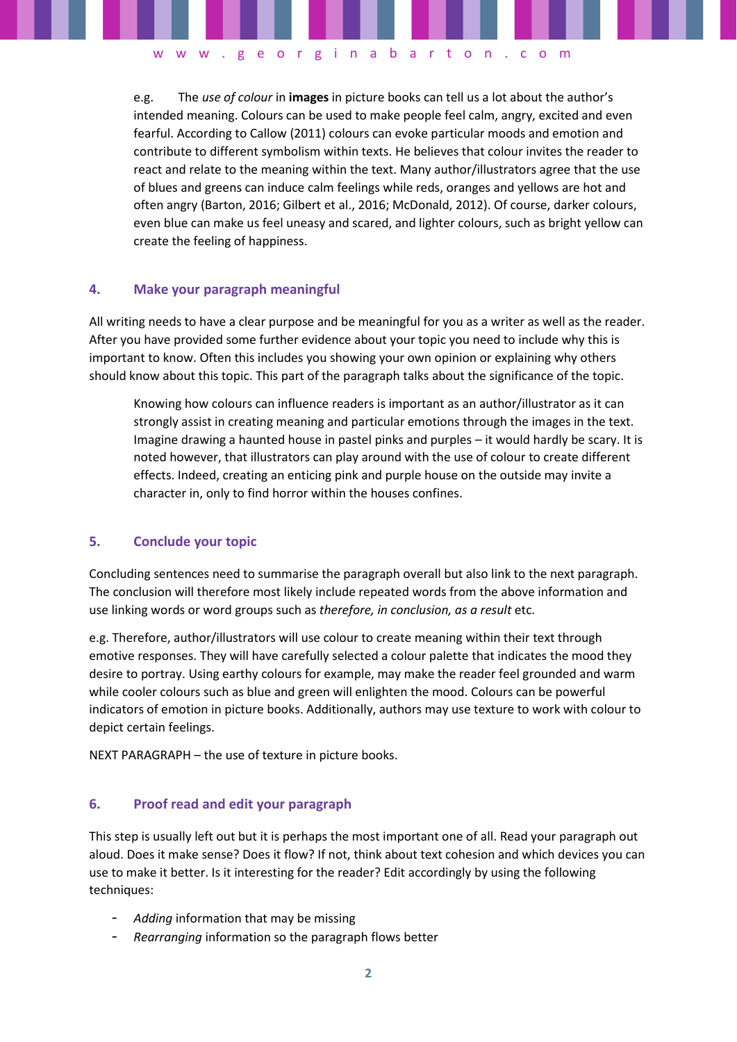e.g. The *use of colour* in **images** in picture books can tell us a lot about the author's intended meaning. Colours can be used to make people feel calm, angry, excited and even fearful. According to Callow (2011) colours can evoke particular moods and emotion and contribute to different symbolism within texts. He believes that colour invites the reader to react and relate to the meaning within the text. Many author/illustrators agree that the use of blues and greens can induce calm feelings while reds, oranges and yellows are hot and often angry (Barton, 2016; Gilbert et al., 2016; McDonald, 2012). Of course, darker colours, even blue can make us feel uneasy and scared, and lighter colours, such as bright yellow can create the feeling of happiness.

## 4. Make your paragraph meaningful

All writing needs to have a clear purpose and be meaningful for you as a writer as well as the reader. After you have provided some further evidence about your topic you need to include why this is important to know. Often this includes you showing your own opinion or explaining why others should know about this topic. This part of the paragraph talks about the significance of the topic.

Knowing how colours can influence readers is important as an author/illustrator as it can strongly assist in creating meaning and particular emotions through the images in the text. Imagine drawing a haunted house in pastel pinks and purples – it would hardly be scary. It is noted however, that illustrators can play around with the use of colour to create different effects. Indeed, creating an enticing pink and purple house on the outside may invite a character in, only to find horror within the houses confines.

## 5. Conclude your topic

Concluding sentences need to summarise the paragraph overall but also link to the next paragraph. The conclusion will therefore most likely include repeated words from the above information and use linking words or word groups such as *therefore, in conclusion, as a result* etc.

e.g. Therefore, author/illustrators will use colour to create meaning within their text through emotive responses. They will have carefully selected a colour palette that indicates the mood they desire to portray. Using earthy colours for example, may make the reader feel grounded and warm while cooler colours such as blue and green will enlighten the mood. Colours can be powerful indicators of emotion in picture books. Additionally, authors may use texture to work with colour to depict certain feelings.

NEXT PARAGRAPH – the use of texture in picture books.

## 6. Proof read and edit your paragraph

This step is usually left out but it is perhaps the most important one of all. Read your paragraph out aloud. Does it make sense? Does it flow? If not, think about text cohesion and which devices you can use to make it better. Is it interesting for the reader? Edit accordingly by using the following techniques:

- *Adding* information that may be missing
- *Rearranging* information so the paragraph flows better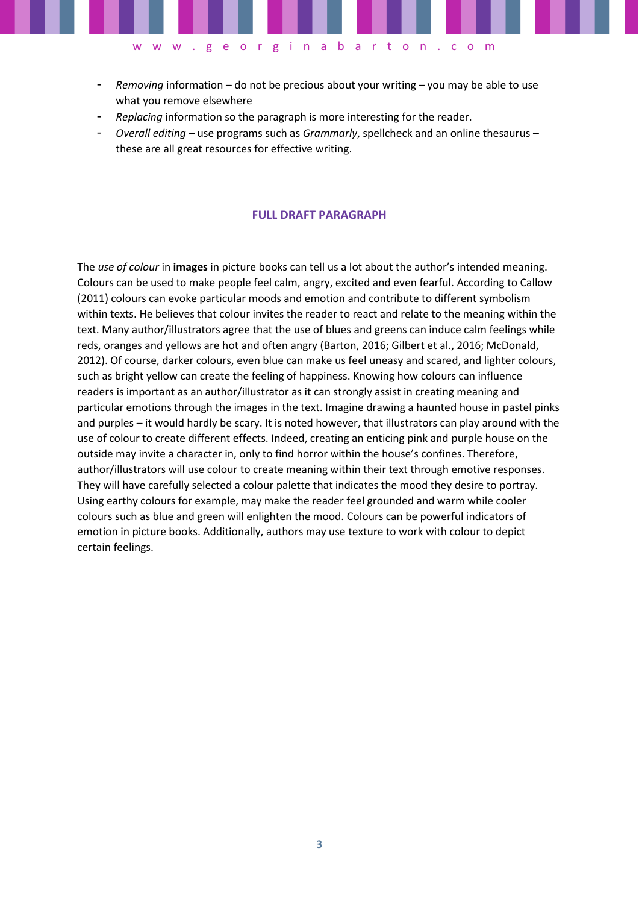- *Removing* information – do not be precious about your writing – you may be able to use what you remove elsewhere
- *Replacing* information so the paragraph is more interesting for the reader.
- *Overall editing* – use programs such as *Grammarly*, spellcheck and an online thesaurus – these are all great resources for effective writing.

## FULL DRAFT PARAGRAPH

The *use of colour* in **images** in picture books can tell us a lot about the author's intended meaning. Colours can be used to make people feel calm, angry, excited and even fearful. According to Callow (2011) colours can evoke particular moods and emotion and contribute to different symbolism within texts. He believes that colour invites the reader to react and relate to the meaning within the text. Many author/illustrators agree that the use of blues and greens can induce calm feelings while reds, oranges and yellows are hot and often angry (Barton, 2016; Gilbert et al., 2016; McDonald, 2012). Of course, darker colours, even blue can make us feel uneasy and scared, and lighter colours, such as bright yellow can create the feeling of happiness. Knowing how colours can influence readers is important as an author/illustrator as it can strongly assist in creating meaning and particular emotions through the images in the text. Imagine drawing a haunted house in pastel pinks and purples – it would hardly be scary. It is noted however, that illustrators can play around with the use of colour to create different effects. Indeed, creating an enticing pink and purple house on the outside may invite a character in, only to find horror within the house's confines. Therefore, author/illustrators will use colour to create meaning within their text through emotive responses. They will have carefully selected a colour palette that indicates the mood they desire to portray. Using earthy colours for example, may make the reader feel grounded and warm while cooler colours such as blue and green will enlighten the mood. Colours can be powerful indicators of emotion in picture books. Additionally, authors may use texture to work with colour to depict certain feelings.